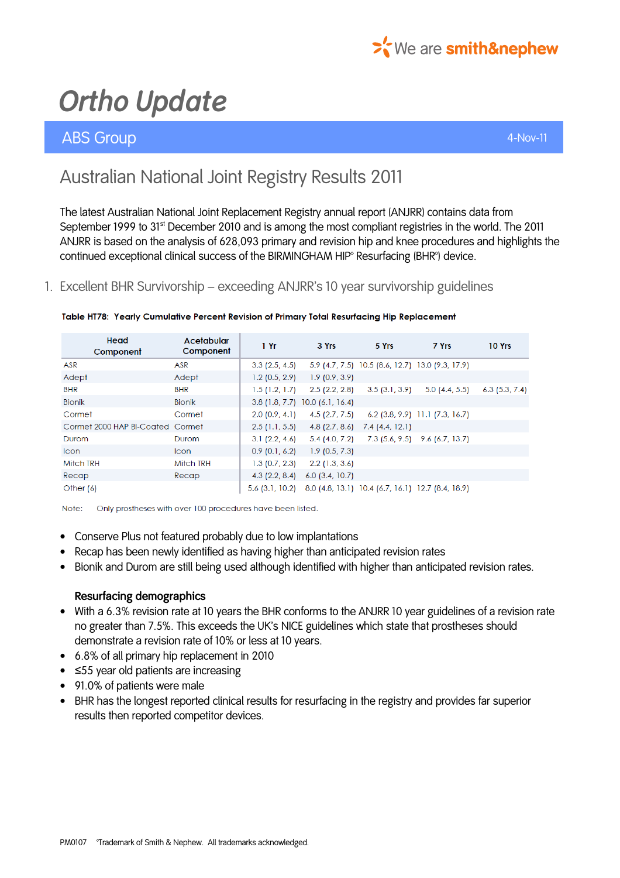# Ortho Update

## ABS Group

4-Nov-11

## Australian National Joint Registry Results 2011

The latest Australian National Joint Replacement Registry annual report (ANJRR) contains data from September 1999 to 31st December 2010 and is among the most compliant registries in the world. The 2011 ANJRR is based on the analysis of 628,093 primary and revision hip and knee procedures and highlights the continued exceptional clinical success of the BIRMINGHAM HIP° Resurfacing (BHR°) device.

### 1. Excellent BHR Survivorship – exceeding ANJRR's 10 year survivorship guidelines

**Table HT78: Yearly Cumulative Percent Revision of Primary Total Resurfacing Hip Replacement**

| Head Component | Acetabular Component | 1 Yr | 3 Yrs | 5 Yrs | 7 Yrs | 10 Yrs |
|---|---|---|---|---|---|---|
| ASR | ASR | 3.3 (2.5, 4.5) | 5.9 (4.7, 7.5) | 10.5 (8.6, 12.7) | 13.0 (9.3, 17.9) | |
| Adept | Adept | 1.2 (0.5, 2.9) | 1.9 (0.9, 3.9) | | | |
| BHR | BHR | 1.5 (1.2, 1.7) | 2.5 (2.2, 2.8) | 3.5 (3.1, 3.9) | 5.0 (4.4, 5.5) | 6.3 (5.3, 7.4) |
| Bionik | Bionik | 3.8 (1.8, 7.7) | 10.0 (6.1, 16.4) | | | |
| Cormet | Cormet | 2.0 (0.9, 4.1) | 4.5 (2.7, 7.5) | 6.2 (3.8, 9.9) | 11.1 (7.3, 16.7) | |
| Cormet 2000 HAP BI-Coated | Cormet | 2.5 (1.1, 5.5) | 4.8 (2.7, 8.6) | 7.4 (4.4, 12.1) | | |
| Durom | Durom | 3.1 (2.2, 4.6) | 5.4 (4.0, 7.2) | 7.3 (5.6, 9.5) | 9.6 (6.7, 13.7) | |
| Icon | Icon | 0.9 (0.1, 6.2) | 1.9 (0.5, 7.3) | | | |
| Mitch TRH | Mitch TRH | 1.3 (0.7, 2.3) | 2.2 (1.3, 3.6) | | | |
| Recap | Recap | 4.3 (2.2, 8.4) | 6.0 (3.4, 10.7) | | | |
| Other (6) | | 5.6 (3.1, 10.2) | 8.0 (4.8, 13.1) | 10.4 (6.7, 16.1) | 12.7 (8.4, 18.9) | |

Note: Only prostheses with over 100 procedures have been listed.

- Conserve Plus not featured probably due to low implantations
- Recap has been newly identified as having higher than anticipated revision rates
- Bionik and Durom are still being used although identified with higher than anticipated revision rates.

**Resurfacing demographics**

- With a 6.3% revision rate at 10 years the BHR conforms to the ANJRR 10 year guidelines of a revision rate no greater than 7.5%. This exceeds the UK's NICE guidelines which state that prostheses should demonstrate a revision rate of 10% or less at 10 years.
- 6.8% of all primary hip replacement in 2010
- ≤55 year old patients are increasing
- 91.0% of patients were male
- BHR has the longest reported clinical results for resurfacing in the registry and provides far superior results then reported competitor devices.

PM0107 °Trademark of Smith & Nephew. All trademarks acknowledged.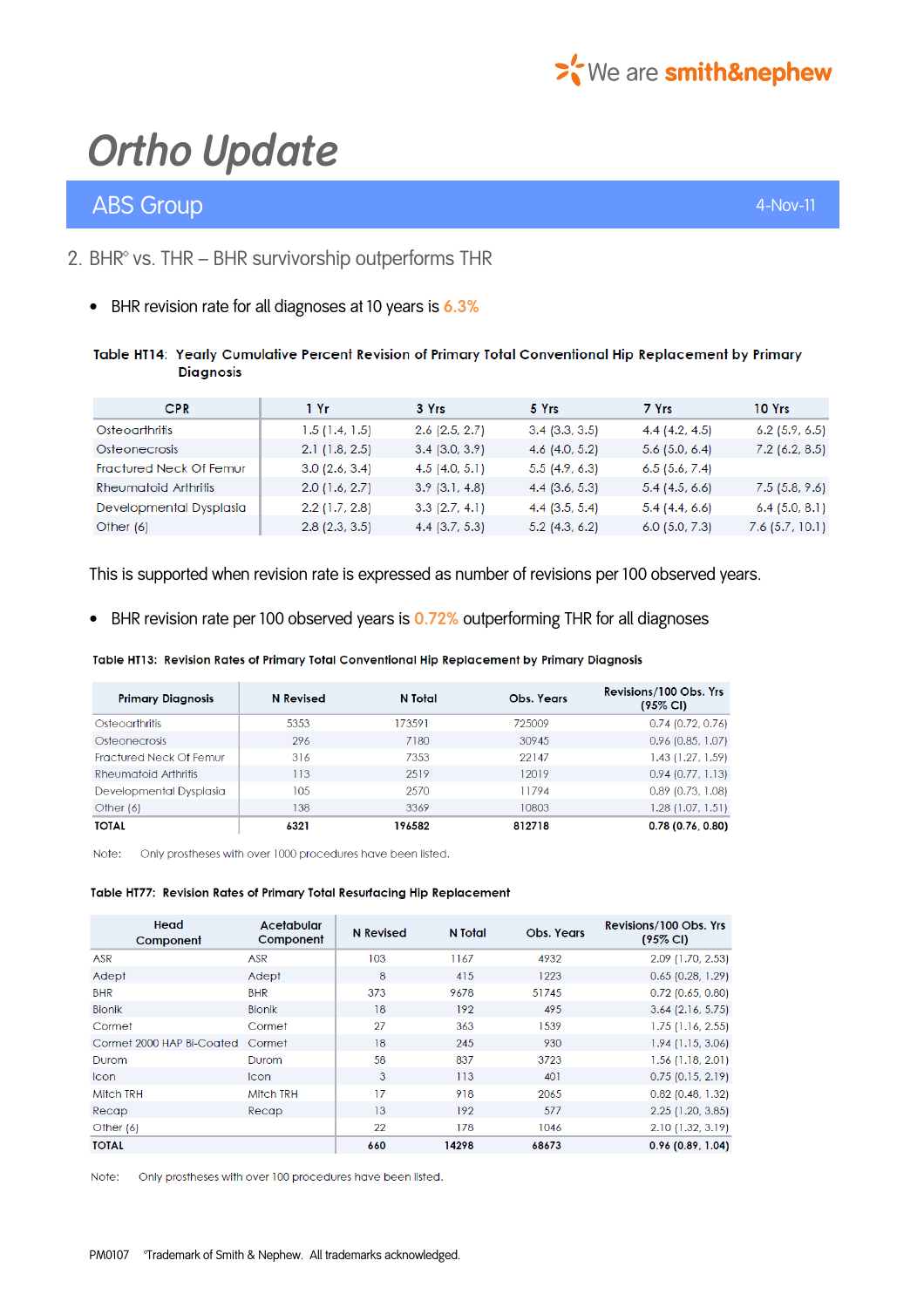# Ortho Update

## ABS Group — 4-Nov-11

## 2. BHR° vs. THR – BHR survivorship outperforms THR

- BHR revision rate for all diagnoses at 10 years is 6.3%

**Table HT14: Yearly Cumulative Percent Revision of Primary Total Conventional Hip Replacement by Primary Diagnosis**

| CPR | 1 Yr | 3 Yrs | 5 Yrs | 7 Yrs | 10 Yrs |
|---|---|---|---|---|---|
| Osteoarthritis | 1.5 (1.4, 1.5) | 2.6 (2.5, 2.7) | 3.4 (3.3, 3.5) | 4.4 (4.2, 4.5) | 6.2 (5.9, 6.5) |
| Osteonecrosis | 2.1 (1.8, 2.5) | 3.4 (3.0, 3.9) | 4.6 (4.0, 5.2) | 5.6 (5.0, 6.4) | 7.2 (6.2, 8.5) |
| Fractured Neck Of Femur | 3.0 (2.6, 3.4) | 4.5 (4.0, 5.1) | 5.5 (4.9, 6.3) | 6.5 (5.6, 7.4) | |
| Rheumatoid Arthritis | 2.0 (1.6, 2.7) | 3.9 (3.1, 4.8) | 4.4 (3.6, 5.3) | 5.4 (4.5, 6.6) | 7.5 (5.8, 9.6) |
| Developmental Dysplasia | 2.2 (1.7, 2.8) | 3.3 (2.7, 4.1) | 4.4 (3.5, 5.4) | 5.4 (4.4, 6.6) | 6.4 (5.0, 8.1) |
| Other (6) | 2.8 (2.3, 3.5) | 4.4 (3.7, 5.3) | 5.2 (4.3, 6.2) | 6.0 (5.0, 7.3) | 7.6 (5.7, 10.1) |

This is supported when revision rate is expressed as number of revisions per 100 observed years.

- BHR revision rate per 100 observed years is 0.72% outperforming THR for all diagnoses

**Table HT13: Revision Rates of Primary Total Conventional Hip Replacement by Primary Diagnosis**

| Primary Diagnosis | N Revised | N Total | Obs. Years | Revisions/100 Obs. Yrs (95% CI) |
|---|---|---|---|---|
| Osteoarthritis | 5353 | 173591 | 725009 | 0.74 (0.72, 0.76) |
| Osteonecrosis | 296 | 7180 | 30945 | 0.96 (0.85, 1.07) |
| Fractured Neck Of Femur | 316 | 7353 | 22147 | 1.43 (1.27, 1.59) |
| Rheumatoid Arthritis | 113 | 2519 | 12019 | 0.94 (0.77, 1.13) |
| Developmental Dysplasia | 105 | 2570 | 11794 | 0.89 (0.73, 1.08) |
| Other (6) | 138 | 3369 | 10803 | 1.28 (1.07, 1.51) |
| **TOTAL** | **6321** | **196582** | **812718** | **0.78 (0.76, 0.80)** |

Note: Only prostheses with over 1000 procedures have been listed.

**Table HT77: Revision Rates of Primary Total Resurfacing Hip Replacement**

| Head Component | Acetabular Component | N Revised | N Total | Obs. Years | Revisions/100 Obs. Yrs (95% CI) |
|---|---|---|---|---|---|
| ASR | ASR | 103 | 1167 | 4932 | 2.09 (1.70, 2.53) |
| Adept | Adept | 8 | 415 | 1223 | 0.65 (0.28, 1.29) |
| BHR | BHR | 373 | 9678 | 51745 | 0.72 (0.65, 0.80) |
| Bionik | Bionik | 18 | 192 | 495 | 3.64 (2.16, 5.75) |
| Cormet | Cormet | 27 | 363 | 1539 | 1.75 (1.16, 2.55) |
| Cormet 2000 HAP Bi-Coated | Cormet | 18 | 245 | 930 | 1.94 (1.15, 3.06) |
| Durom | Durom | 58 | 837 | 3723 | 1.56 (1.18, 2.01) |
| Icon | Icon | 3 | 113 | 401 | 0.75 (0.15, 2.19) |
| Mitch TRH | Mitch TRH | 17 | 918 | 2065 | 0.82 (0.48, 1.32) |
| Recap | Recap | 13 | 192 | 577 | 2.25 (1.20, 3.85) |
| Other (6) | | 22 | 178 | 1046 | 2.10 (1.32, 3.19) |
| **TOTAL** | | **660** | **14298** | **68673** | **0.96 (0.89, 1.04)** |

Note: Only prostheses with over 100 procedures have been listed.

PM0107 °Trademark of Smith & Nephew. All trademarks acknowledged.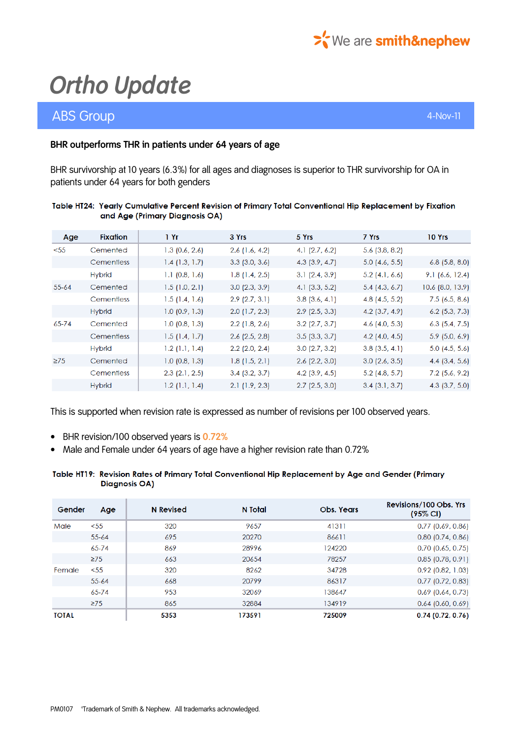We are smith&nephew

# Ortho Update

## ABS Group

4-Nov-11

**BHR outperforms THR in patients under 64 years of age**

BHR survivorship at 10 years (6.3%) for all ages and diagnoses is superior to THR survivorship for OA in patients under 64 years for both genders

**Table HT24: Yearly Cumulative Percent Revision of Primary Total Conventional Hip Replacement by Fixation and Age (Primary Diagnosis OA)**

| Age | Fixation | 1 Yr | 3 Yrs | 5 Yrs | 7 Yrs | 10 Yrs |
|---|---|---|---|---|---|---|
| <55 | Cemented | 1.3 (0.6, 2.6) | 2.6 (1.6, 4.2) | 4.1 (2.7, 6.2) | 5.6 (3.8, 8.2) | |
| | Cementless | 1.4 (1.3, 1.7) | 3.3 (3.0, 3.6) | 4.3 (3.9, 4.7) | 5.0 (4.6, 5.5) | 6.8 (5.8, 8.0) |
| | Hybrid | 1.1 (0.8, 1.6) | 1.8 (1.4, 2.5) | 3.1 (2.4, 3.9) | 5.2 (4.1, 6.6) | 9.1 (6.6, 12.4) |
| 55-64 | Cemented | 1.5 (1.0, 2.1) | 3.0 (2.3, 3.9) | 4.1 (3.3, 5.2) | 5.4 (4.3, 6.7) | 10.6 (8.0, 13.9) |
| | Cementless | 1.5 (1.4, 1.6) | 2.9 (2.7, 3.1) | 3.8 (3.6, 4.1) | 4.8 (4.5, 5.2) | 7.5 (6.5, 8.6) |
| | Hybrid | 1.0 (0.9, 1.3) | 2.0 (1.7, 2.3) | 2.9 (2.5, 3.3) | 4.2 (3.7, 4.9) | 6.2 (5.3, 7.3) |
| 65-74 | Cemented | 1.0 (0.8, 1.3) | 2.2 (1.8, 2.6) | 3.2 (2.7, 3.7) | 4.6 (4.0, 5.3) | 6.3 (5.4, 7.5) |
| | Cementless | 1.5 (1.4, 1.7) | 2.6 (2.5, 2.8) | 3.5 (3.3, 3.7) | 4.2 (4.0, 4.5) | 5.9 (5.0, 6.9) |
| | Hybrid | 1.2 (1.1, 1.4) | 2.2 (2.0, 2.4) | 3.0 (2.7, 3.2) | 3.8 (3.5, 4.1) | 5.0 (4.5, 5.6) |
| ≥75 | Cemented | 1.0 (0.8, 1.3) | 1.8 (1.5, 2.1) | 2.6 (2.2, 3.0) | 3.0 (2.6, 3.5) | 4.4 (3.4, 5.6) |
| | Cementless | 2.3 (2.1, 2.5) | 3.4 (3.2, 3.7) | 4.2 (3.9, 4.5) | 5.2 (4.8, 5.7) | 7.2 (5.6, 9.2) |
| | Hybrid | 1.2 (1.1, 1.4) | 2.1 (1.9, 2.3) | 2.7 (2.5, 3.0) | 3.4 (3.1, 3.7) | 4.3 (3.7, 5.0) |

This is supported when revision rate is expressed as number of revisions per 100 observed years.

- BHR revision/100 observed years is 0.72%
- Male and Female under 64 years of age have a higher revision rate than 0.72%

**Table HT19: Revision Rates of Primary Total Conventional Hip Replacement by Age and Gender (Primary Diagnosis OA)**

| Gender | Age | N Revised | N Total | Obs. Years | Revisions/100 Obs. Yrs (95% CI) |
|---|---|---|---|---|---|
| Male | <55 | 320 | 9657 | 41311 | 0.77 (0.69, 0.86) |
| | 55-64 | 695 | 20270 | 86611 | 0.80 (0.74, 0.86) |
| | 65-74 | 869 | 28996 | 124220 | 0.70 (0.65, 0.75) |
| | ≥75 | 663 | 20654 | 78257 | 0.85 (0.78, 0.91) |
| Female | <55 | 320 | 8262 | 34728 | 0.92 (0.82, 1.03) |
| | 55-64 | 668 | 20799 | 86317 | 0.77 (0.72, 0.83) |
| | 65-74 | 953 | 32069 | 138647 | 0.69 (0.64, 0.73) |
| | ≥75 | 865 | 32884 | 134919 | 0.64 (0.60, 0.69) |
| **TOTAL** | | **5353** | **173591** | **725009** | **0.74 (0.72, 0.76)** |

PM0107 °Trademark of Smith & Nephew. All trademarks acknowledged.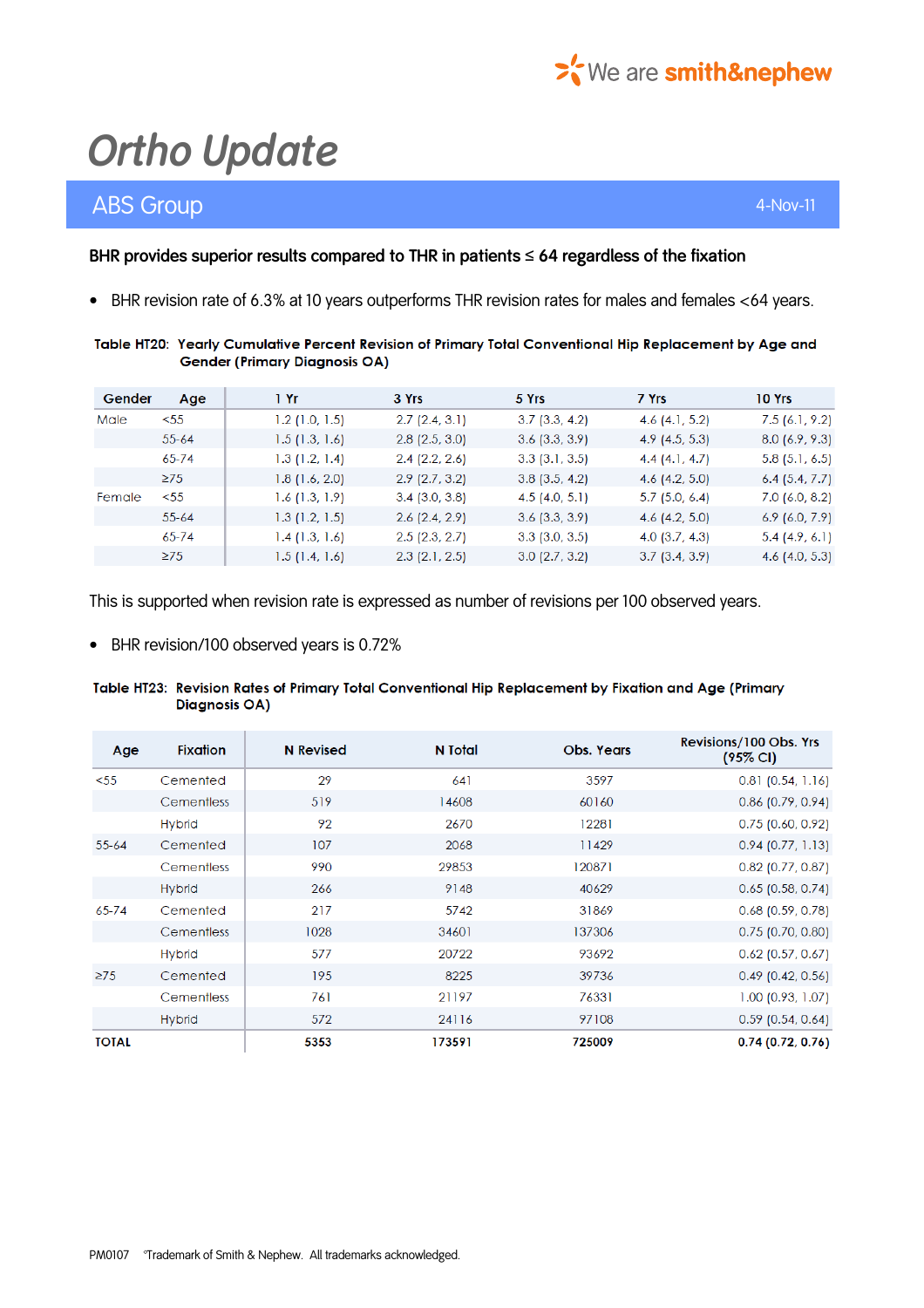# Ortho Update

## ABS Group

4-Nov-11

**BHR provides superior results compared to THR in patients ≤ 64 regardless of the fixation**

- BHR revision rate of 6.3% at 10 years outperforms THR revision rates for males and females <64 years.

**Table HT20: Yearly Cumulative Percent Revision of Primary Total Conventional Hip Replacement by Age and Gender (Primary Diagnosis OA)**

| Gender | Age | 1 Yr | 3 Yrs | 5 Yrs | 7 Yrs | 10 Yrs |
|---|---|---|---|---|---|---|
| Male | <55 | 1.2 (1.0, 1.5) | 2.7 (2.4, 3.1) | 3.7 (3.3, 4.2) | 4.6 (4.1, 5.2) | 7.5 (6.1, 9.2) |
| | 55-64 | 1.5 (1.3, 1.6) | 2.8 (2.5, 3.0) | 3.6 (3.3, 3.9) | 4.9 (4.5, 5.3) | 8.0 (6.9, 9.3) |
| | 65-74 | 1.3 (1.2, 1.4) | 2.4 (2.2, 2.6) | 3.3 (3.1, 3.5) | 4.4 (4.1, 4.7) | 5.8 (5.1, 6.5) |
| | ≥75 | 1.8 (1.6, 2.0) | 2.9 (2.7, 3.2) | 3.8 (3.5, 4.2) | 4.6 (4.2, 5.0) | 6.4 (5.4, 7.7) |
| Female | <55 | 1.6 (1.3, 1.9) | 3.4 (3.0, 3.8) | 4.5 (4.0, 5.1) | 5.7 (5.0, 6.4) | 7.0 (6.0, 8.2) |
| | 55-64 | 1.3 (1.2, 1.5) | 2.6 (2.4, 2.9) | 3.6 (3.3, 3.9) | 4.6 (4.2, 5.0) | 6.9 (6.0, 7.9) |
| | 65-74 | 1.4 (1.3, 1.6) | 2.5 (2.3, 2.7) | 3.3 (3.0, 3.5) | 4.0 (3.7, 4.3) | 5.4 (4.9, 6.1) |
| | ≥75 | 1.5 (1.4, 1.6) | 2.3 (2.1, 2.5) | 3.0 (2.7, 3.2) | 3.7 (3.4, 3.9) | 4.6 (4.0, 5.3) |

This is supported when revision rate is expressed as number of revisions per 100 observed years.

- BHR revision/100 observed years is 0.72%

**Table HT23: Revision Rates of Primary Total Conventional Hip Replacement by Fixation and Age (Primary Diagnosis OA)**

| Age | Fixation | N Revised | N Total | Obs. Years | Revisions/100 Obs. Yrs (95% CI) |
|---|---|---|---|---|---|
| <55 | Cemented | 29 | 641 | 3597 | 0.81 (0.54, 1.16) |
| | Cementless | 519 | 14608 | 60160 | 0.86 (0.79, 0.94) |
| | Hybrid | 92 | 2670 | 12281 | 0.75 (0.60, 0.92) |
| 55-64 | Cemented | 107 | 2068 | 11429 | 0.94 (0.77, 1.13) |
| | Cementless | 990 | 29853 | 120871 | 0.82 (0.77, 0.87) |
| | Hybrid | 266 | 9148 | 40629 | 0.65 (0.58, 0.74) |
| 65-74 | Cemented | 217 | 5742 | 31869 | 0.68 (0.59, 0.78) |
| | Cementless | 1028 | 34601 | 137306 | 0.75 (0.70, 0.80) |
| | Hybrid | 577 | 20722 | 93692 | 0.62 (0.57, 0.67) |
| ≥75 | Cemented | 195 | 8225 | 39736 | 0.49 (0.42, 0.56) |
| | Cementless | 761 | 21197 | 76331 | 1.00 (0.93, 1.07) |
| | Hybrid | 572 | 24116 | 97108 | 0.59 (0.54, 0.64) |
| **TOTAL** | | **5353** | **173591** | **725009** | **0.74 (0.72, 0.76)** |

PM0107 °Trademark of Smith & Nephew. All trademarks acknowledged.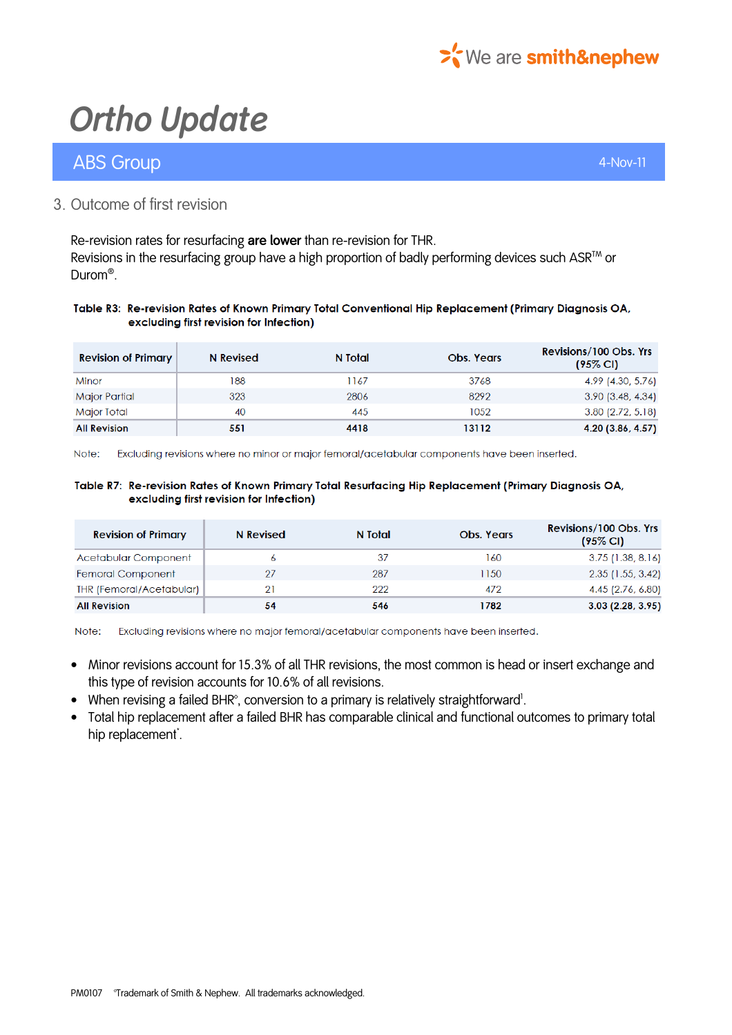# Ortho Update

## ABS Group

4-Nov-11

### 3. Outcome of first revision

Re-revision rates for resurfacing **are lower** than re-revision for THR.
Revisions in the resurfacing group have a high proportion of badly performing devices such ASR™ or Durom®.

**Table R3: Re-revision Rates of Known Primary Total Conventional Hip Replacement (Primary Diagnosis OA, excluding first revision for Infection)**

| Revision of Primary | N Revised | N Total | Obs. Years | Revisions/100 Obs. Yrs (95% CI) |
|---|---|---|---|---|
| Minor | 188 | 1167 | 3768 | 4.99 (4.30, 5.76) |
| Major Partial | 323 | 2806 | 8292 | 3.90 (3.48, 4.34) |
| Major Total | 40 | 445 | 1052 | 3.80 (2.72, 5.18) |
| **All Revision** | **551** | **4418** | **13112** | **4.20 (3.86, 4.57)** |

Note: Excluding revisions where no minor or major femoral/acetabular components have been inserted.

**Table R7: Re-revision Rates of Known Primary Total Resurfacing Hip Replacement (Primary Diagnosis OA, excluding first revision for Infection)**

| Revision of Primary | N Revised | N Total | Obs. Years | Revisions/100 Obs. Yrs (95% CI) |
|---|---|---|---|---|
| Acetabular Component | 6 | 37 | 160 | 3.75 (1.38, 8.16) |
| Femoral Component | 27 | 287 | 1150 | 2.35 (1.55, 3.42) |
| THR (Femoral/Acetabular) | 21 | 222 | 472 | 4.45 (2.76, 6.80) |
| **All Revision** | **54** | **546** | **1782** | **3.03 (2.28, 3.95)** |

Note: Excluding revisions where no major femoral/acetabular components have been inserted.

- Minor revisions account for 15.3% of all THR revisions, the most common is head or insert exchange and this type of revision accounts for 10.6% of all revisions.
- When revising a failed BHR°, conversion to a primary is relatively straightforward[1].
- Total hip replacement after a failed BHR has comparable clinical and functional outcomes to primary total hip replacement[*].

PM0107 °Trademark of Smith & Nephew. All trademarks acknowledged.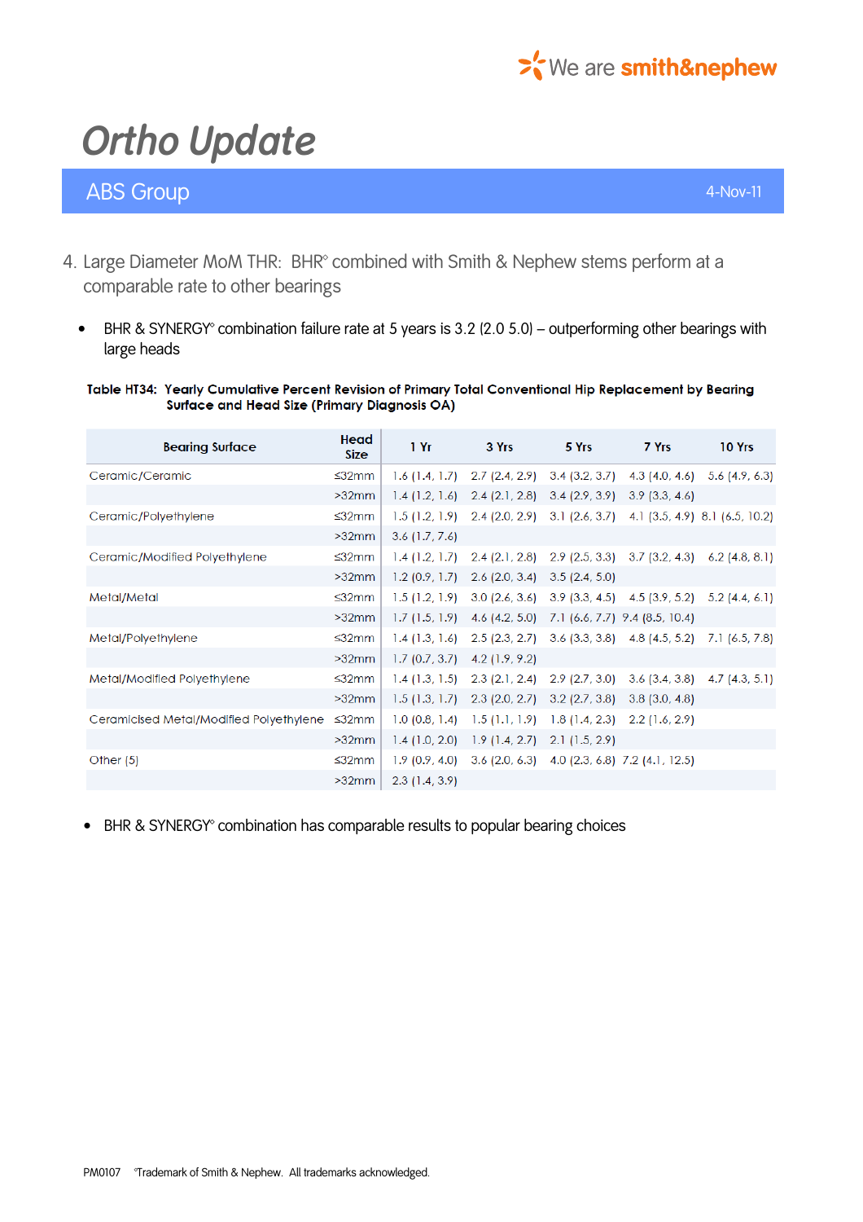# Ortho Update

ABS Group 4-Nov-11

4. Large Diameter MoM THR: BHR° combined with Smith & Nephew stems perform at a comparable rate to other bearings

- BHR & SYNERGY° combination failure rate at 5 years is 3.2 (2.0 5.0) – outperforming other bearings with large heads

**Table HT34: Yearly Cumulative Percent Revision of Primary Total Conventional Hip Replacement by Bearing Surface and Head Size (Primary Diagnosis OA)**

| Bearing Surface | Head Size | 1 Yr | 3 Yrs | 5 Yrs | 7 Yrs | 10 Yrs |
|---|---|---|---|---|---|---|
| Ceramic/Ceramic | ≤32mm | 1.6 (1.4, 1.7) | 2.7 (2.4, 2.9) | 3.4 (3.2, 3.7) | 4.3 (4.0, 4.6) | 5.6 (4.9, 6.3) |
| | >32mm | 1.4 (1.2, 1.6) | 2.4 (2.1, 2.8) | 3.4 (2.9, 3.9) | 3.9 (3.3, 4.6) | |
| Ceramic/Polyethylene | ≤32mm | 1.5 (1.2, 1.9) | 2.4 (2.0, 2.9) | 3.1 (2.6, 3.7) | 4.1 (3.5, 4.9) | 8.1 (6.5, 10.2) |
| | >32mm | 3.6 (1.7, 7.6) | | | | |
| Ceramic/Modified Polyethylene | ≤32mm | 1.4 (1.2, 1.7) | 2.4 (2.1, 2.8) | 2.9 (2.5, 3.3) | 3.7 (3.2, 4.3) | 6.2 (4.8, 8.1) |
| | >32mm | 1.2 (0.9, 1.7) | 2.6 (2.0, 3.4) | 3.5 (2.4, 5.0) | | |
| Metal/Metal | ≤32mm | 1.5 (1.2, 1.9) | 3.0 (2.6, 3.6) | 3.9 (3.3, 4.5) | 4.5 (3.9, 5.2) | 5.2 (4.4, 6.1) |
| | >32mm | 1.7 (1.5, 1.9) | 4.6 (4.2, 5.0) | 7.1 (6.6, 7.7) | 9.4 (8.5, 10.4) | |
| Metal/Polyethylene | ≤32mm | 1.4 (1.3, 1.6) | 2.5 (2.3, 2.7) | 3.6 (3.3, 3.8) | 4.8 (4.5, 5.2) | 7.1 (6.5, 7.8) |
| | >32mm | 1.7 (0.7, 3.7) | 4.2 (1.9, 9.2) | | | |
| Metal/Modified Polyethylene | ≤32mm | 1.4 (1.3, 1.5) | 2.3 (2.1, 2.4) | 2.9 (2.7, 3.0) | 3.6 (3.4, 3.8) | 4.7 (4.3, 5.1) |
| | >32mm | 1.5 (1.3, 1.7) | 2.3 (2.0, 2.7) | 3.2 (2.7, 3.8) | 3.8 (3.0, 4.8) | |
| Ceramicised Metal/Modified Polyethylene | ≤32mm | 1.0 (0.8, 1.4) | 1.5 (1.1, 1.9) | 1.8 (1.4, 2.3) | 2.2 (1.6, 2.9) | |
| | >32mm | 1.4 (1.0, 2.0) | 1.9 (1.4, 2.7) | 2.1 (1.5, 2.9) | | |
| Other (5) | ≤32mm | 1.9 (0.9, 4.0) | 3.6 (2.0, 6.3) | 4.0 (2.3, 6.8) | 7.2 (4.1, 12.5) | |
| | >32mm | 2.3 (1.4, 3.9) | | | | |

- BHR & SYNERGY° combination has comparable results to popular bearing choices

PM0107 °Trademark of Smith & Nephew. All trademarks acknowledged.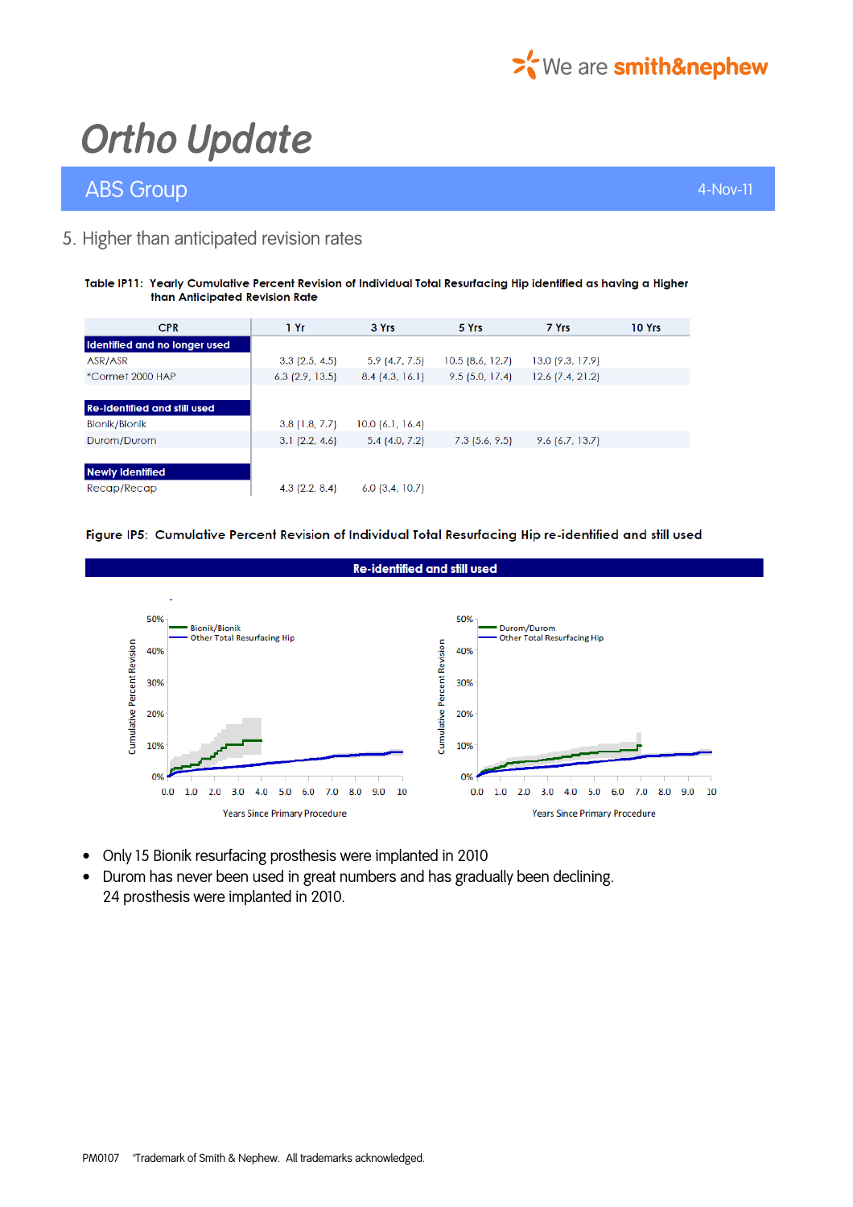# Ortho Update

## ABS Group

4-Nov-11

### 5. Higher than anticipated revision rates

**Table IP11: Yearly Cumulative Percent Revision of Individual Total Resurfacing Hip identified as having a Higher than Anticipated Revision Rate**

| CPR | 1 Yr | 3 Yrs | 5 Yrs | 7 Yrs | 10 Yrs |
|---|---|---|---|---|---|
| **Identified and no longer used** | | | | | |
| ASR/ASR | 3.3 (2.5, 4.5) | 5.9 (4.7, 7.5) | 10.5 (8.6, 12.7) | 13.0 (9.3, 17.9) | |
| *Cormet 2000 HAP | 6.3 (2.9, 13.5) | 8.4 (4.3, 16.1) | 9.5 (5.0, 17.4) | 12.6 (7.4, 21.2) | |
| **Re-Identified and still used** | | | | | |
| Bionik/Bionik | 3.8 (1.8, 7.7) | 10.0 (6.1, 16.4) | | | |
| Durom/Durom | 3.1 (2.2, 4.6) | 5.4 (4.0, 7.2) | 7.3 (5.6, 9.5) | 9.6 (6.7, 13.7) | |
| **Newly Identified** | | | | | |
| Recap/Recap | 4.3 (2.2, 8.4) | 6.0 (3.4, 10.7) | | | |

**Figure IP5: Cumulative Percent Revision of Individual Total Resurfacing Hip re-identified and still used**

**Re-identified and still used**

- Only 15 Bionik resurfacing prosthesis were implanted in 2010
- Durom has never been used in great numbers and has gradually been declining. 24 prosthesis were implanted in 2010.

PM0107 °Trademark of Smith & Nephew. All trademarks acknowledged.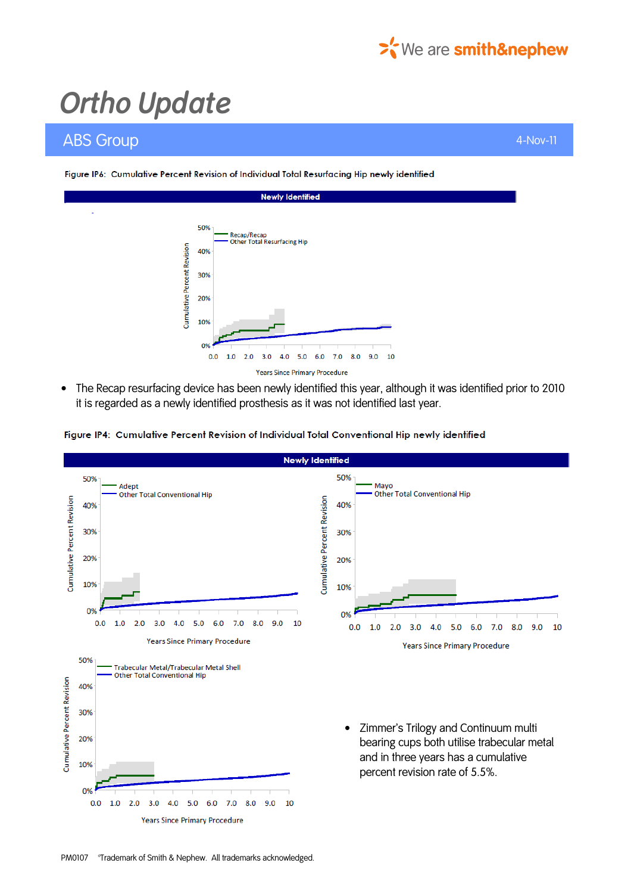# Ortho Update

## ABS Group

4-Nov-11

**Figure IP6: Cumulative Percent Revision of Individual Total Resurfacing Hip newly identified**

**Newly Identified**

- The Recap resurfacing device has been newly identified this year, although it was identified prior to 2010 it is regarded as a newly identified prosthesis as it was not identified last year.

**Figure IP4: Cumulative Percent Revision of Individual Total Conventional Hip newly identified**

**Newly Identified**

- Zimmer's Trilogy and Continuum multi bearing cups both utilise trabecular metal and in three years has a cumulative percent revision rate of 5.5%.

PM0107 °Trademark of Smith & Nephew. All trademarks acknowledged.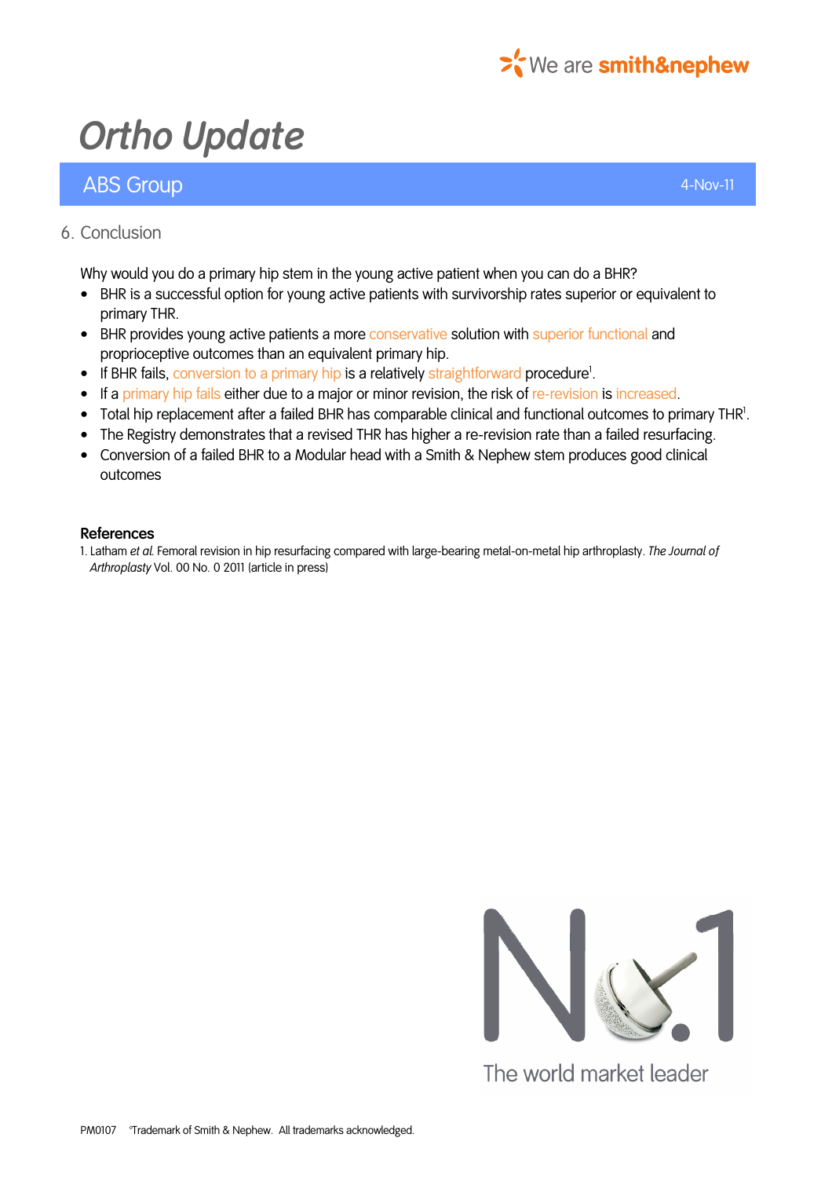# Ortho Update

## ABS Group

4-Nov-11

### 6. Conclusion

Why would you do a primary hip stem in the young active patient when you can do a BHR?

- BHR is a successful option for young active patients with survivorship rates superior or equivalent to primary THR.
- BHR provides young active patients a more conservative solution with superior functional and proprioceptive outcomes than an equivalent primary hip.
- If BHR fails, conversion to a primary hip is a relatively straightforward procedure[1].
- If a primary hip fails either due to a major or minor revision, the risk of re-revision is increased.
- Total hip replacement after a failed BHR has comparable clinical and functional outcomes to primary THR[1].
- The Registry demonstrates that a revised THR has higher a re-revision rate than a failed resurfacing.
- Conversion of a failed BHR to a Modular head with a Smith & Nephew stem produces good clinical outcomes

**References**

1. Latham *et al.* Femoral revision in hip resurfacing compared with large-bearing metal-on-metal hip arthroplasty. *The Journal of Arthroplasty* Vol. 00 No. 0 2011 (article in press)

No.1

The world market leader

PM0107 °Trademark of Smith & Nephew. All trademarks acknowledged.